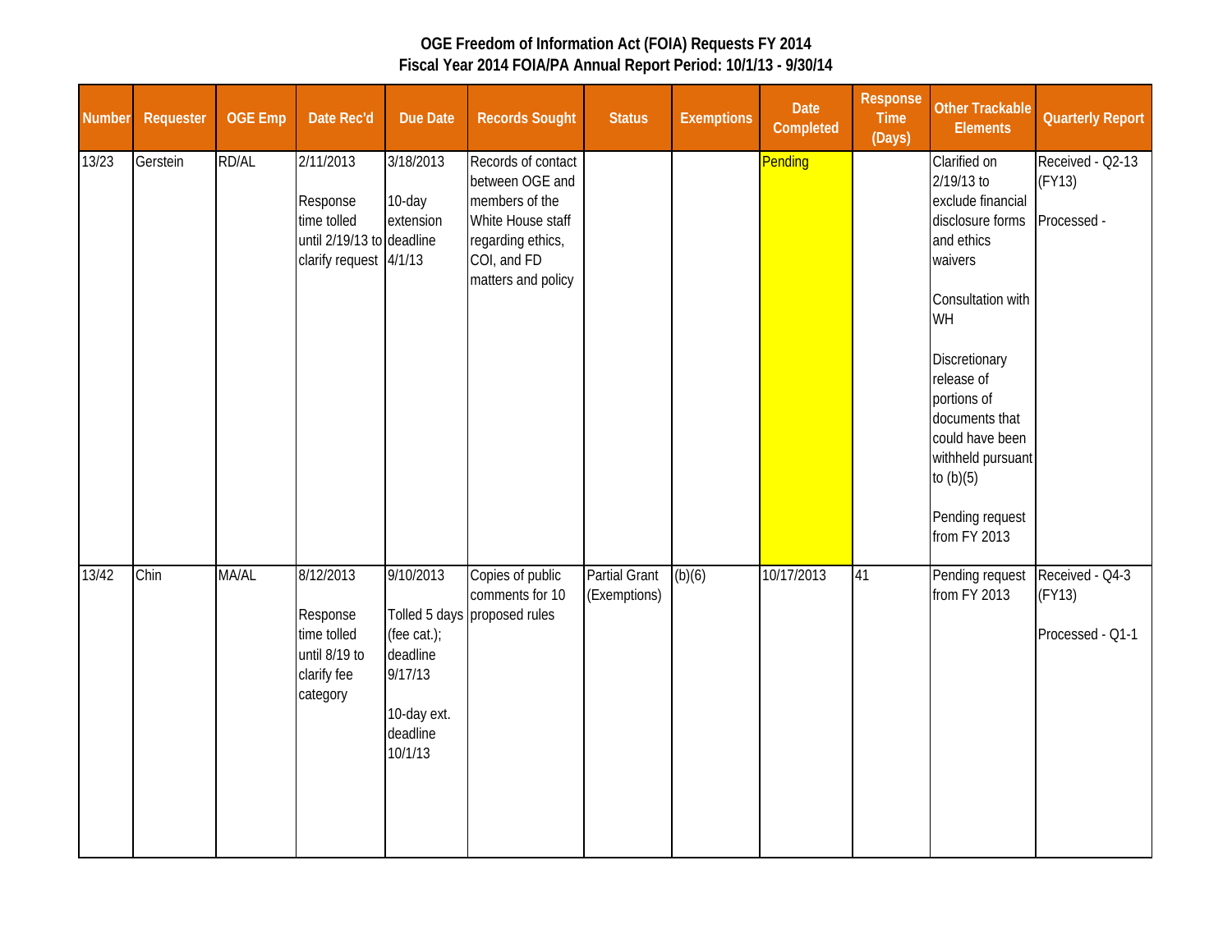# OGE Freedom of Information Act (FOIA) Requests FY 2014
## Fiscal Year 2014 FOIA/PA Annual Report Period: 10/1/13 - 9/30/14

| Number | Requester | OGE Emp | Date Rec'd | Due Date | Records Sought | Status | Exemptions | Date Completed | Response Time (Days) | Other Trackable Elements | Quarterly Report |
|---|---|---|---|---|---|---|---|---|---|---|---|
| 13/23 | Gerstein | RD/AL | 2/11/2013<br><br>Response time tolled until 2/19/13 to clarify request | 3/18/2013<br><br>10-day extension deadline 4/1/13 | Records of contact between OGE and members of the White House staff regarding ethics, COI, and FD matters and policy | | | Pending | | Clarified on 2/19/13 to exclude financial disclosure forms and ethics waivers<br><br>Consultation with WH<br><br>Discretionary release of portions of documents that could have been withheld pursuant to (b)(5)<br><br>Pending request from FY 2013 | Received - Q2-13 (FY13)<br><br>Processed - |
| 13/42 | Chin | MA/AL | 8/12/2013<br><br>Response time tolled until 8/19 to clarify fee category | 9/10/2013<br><br>Tolled 5 days (fee cat.); deadline 9/17/13<br><br>10-day ext. deadline 10/1/13 | Copies of public comments for 10 proposed rules | Partial Grant (Exemptions) | (b)(6) | 10/17/2013 | 41 | Pending request from FY 2013 | Received - Q4-3 (FY13)<br><br>Processed - Q1-1 |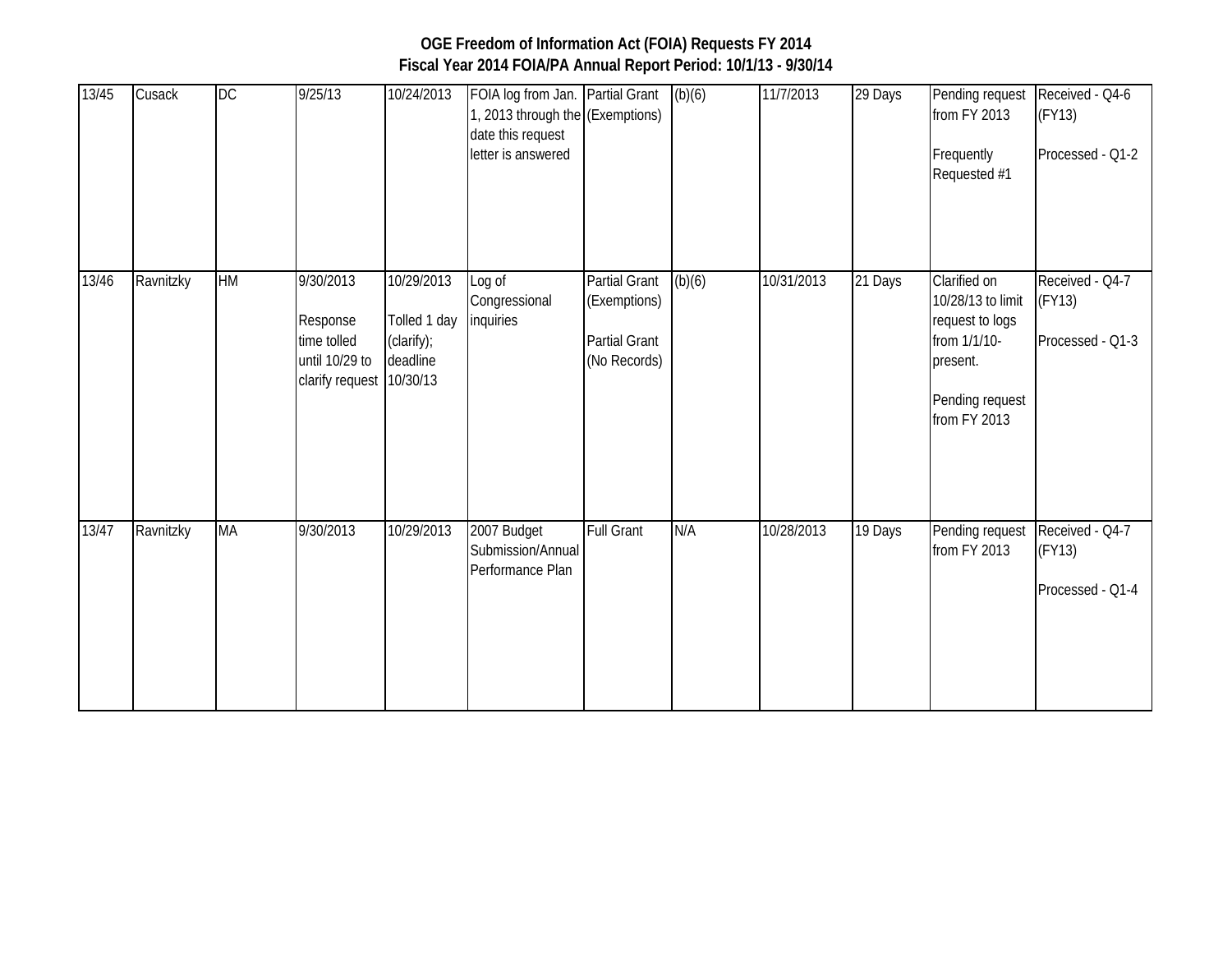**OGE Freedom of Information Act (FOIA) Requests FY 2014**
**Fiscal Year 2014 FOIA/PA Annual Report Period: 10/1/13 - 9/30/14**

| | | | | | | | | | | | |
|---|---|---|---|---|---|---|---|---|---|---|---|
| 13/45 | Cusack | DC | 9/25/13 | 10/24/2013 | FOIA log from Jan. 1, 2013 through the date this request letter is answered | Partial Grant (Exemptions) | (b)(6) | 11/7/2013 | 29 Days | Pending request from FY 2013<br><br>Frequently Requested #1 | Received - Q4-6 (FY13)<br><br>Processed - Q1-2 |
| 13/46 | Ravnitzky | HM | 9/30/2013<br><br>Response time tolled until 10/29 to clarify request | 10/29/2013<br><br>Tolled 1 day (clarify); deadline 10/30/13 | Log of Congressional inquiries | Partial Grant (Exemptions)<br><br>Partial Grant (No Records) | (b)(6) | 10/31/2013 | 21 Days | Clarified on 10/28/13 to limit request to logs from 1/1/10-present.<br><br>Pending request from FY 2013 | Received - Q4-7 (FY13)<br><br>Processed - Q1-3 |
| 13/47 | Ravnitzky | MA | 9/30/2013 | 10/29/2013 | 2007 Budget Submission/Annual Performance Plan | Full Grant | N/A | 10/28/2013 | 19 Days | Pending request from FY 2013 | Received - Q4-7 (FY13)<br><br>Processed - Q1-4 |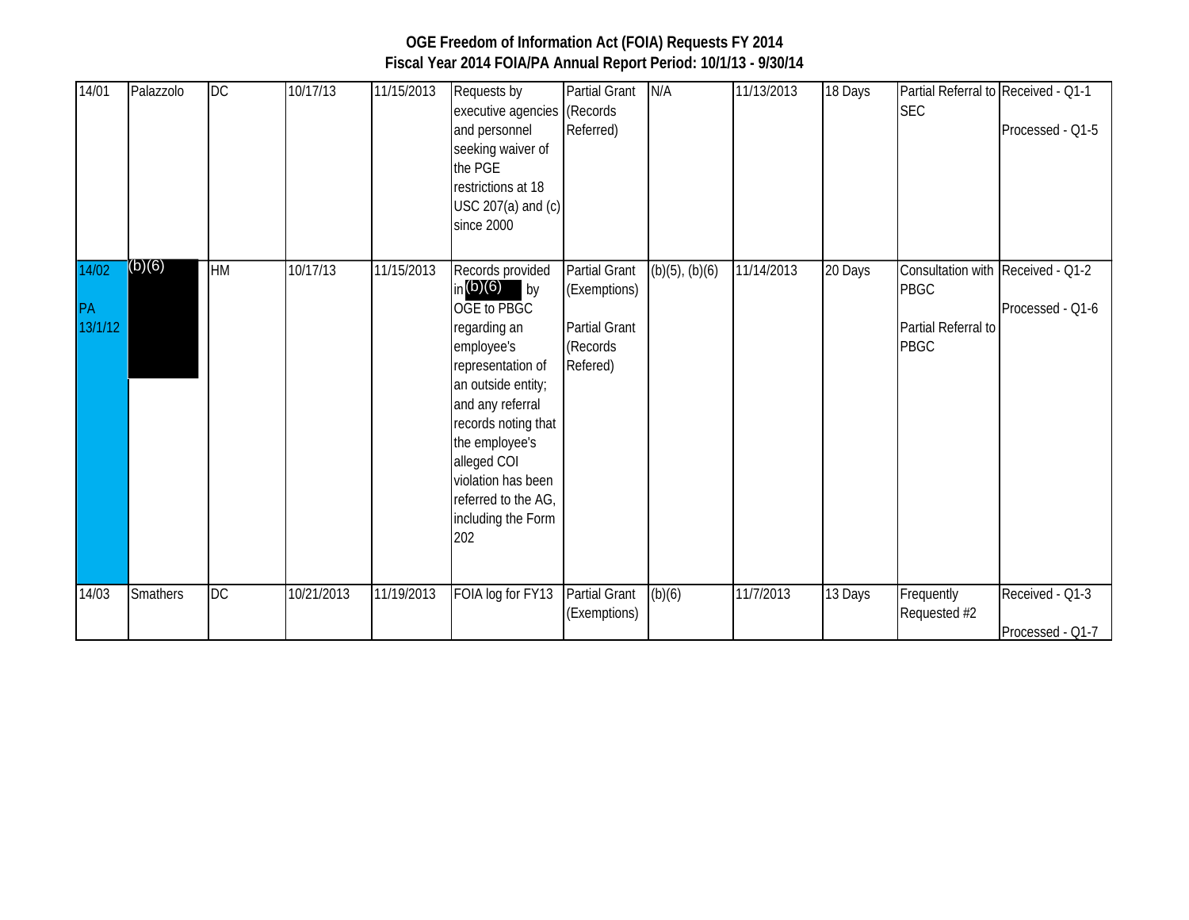# OGE Freedom of Information Act (FOIA) Requests FY 2014

## Fiscal Year 2014 FOIA/PA Annual Report Period: 10/1/13 - 9/30/14

| | | | | | | | | | | | |
|---|---|---|---|---|---|---|---|---|---|---|---|
| 14/01 | Palazzolo | DC | 10/17/13 | 11/15/2013 | Requests by executive agencies and personnel seeking waiver of the PGE restrictions at 18 USC 207(a) and (c) since 2000 | Partial Grant (Records Referred) | N/A | 11/13/2013 | 18 Days | Partial Referral to SEC | Received - Q1-1<br><br>Processed - Q1-5 |
| 14/02<br><br>PA 13/1/12 | (b)(6) | HM | 10/17/13 | 11/15/2013 | Records provided in (b)(6) by OGE to PBGC regarding an employee's representation of an outside entity; and any referral records noting that the employee's alleged COI violation has been referred to the AG, including the Form 202 | Partial Grant (Exemptions)<br><br>Partial Grant (Records Refered) | (b)(5), (b)(6) | 11/14/2013 | 20 Days | Consultation with PBGC<br><br>Partial Referral to PBGC | Received - Q1-2<br><br>Processed - Q1-6 |
| 14/03 | Smathers | DC | 10/21/2013 | 11/19/2013 | FOIA log for FY13 | Partial Grant (Exemptions) | (b)(6) | 11/7/2013 | 13 Days | Frequently Requested #2 | Received - Q1-3<br><br>Processed - Q1-7 |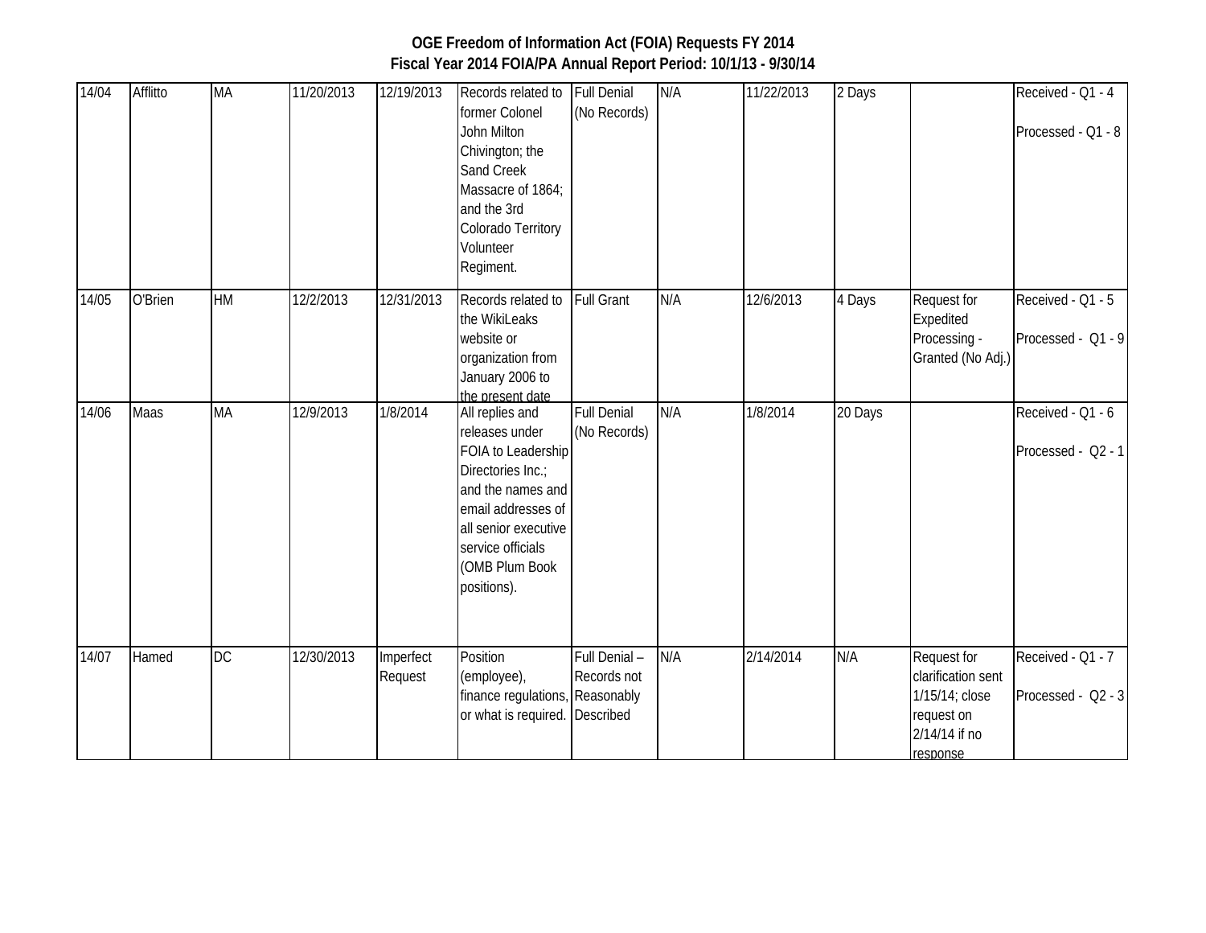**OGE Freedom of Information Act (FOIA) Requests FY 2014**
**Fiscal Year 2014 FOIA/PA Annual Report Period: 10/1/13 - 9/30/14**

| | | | | | | | | | | | |
|---|---|---|---|---|---|---|---|---|---|---|---|
| 14/04 | Afflitto | MA | 11/20/2013 | 12/19/2013 | Records related to former Colonel John Milton Chivington; the Sand Creek Massacre of 1864; and the 3rd Colorado Territory Volunteer Regiment. | Full Denial (No Records) | N/A | 11/22/2013 | 2 Days | | Received - Q1 - 4<br><br>Processed - Q1 - 8 |
| 14/05 | O'Brien | HM | 12/2/2013 | 12/31/2013 | Records related to the WikiLeaks website or organization from January 2006 to the present date | Full Grant | N/A | 12/6/2013 | 4 Days | Request for Expedited Processing - Granted (No Adj.) | Received - Q1 - 5<br><br>Processed - Q1 - 9 |
| 14/06 | Maas | MA | 12/9/2013 | 1/8/2014 | All replies and releases under FOIA to Leadership Directories Inc.; and the names and email addresses of all senior executive service officials (OMB Plum Book positions). | Full Denial (No Records) | N/A | 1/8/2014 | 20 Days | | Received - Q1 - 6<br><br>Processed - Q2 - 1 |
| 14/07 | Hamed | DC | 12/30/2013 | Imperfect Request | Position (employee), finance regulations, or what is required. | Full Denial – Records not Reasonably Described | N/A | 2/14/2014 | N/A | Request for clarification sent 1/15/14; close request on 2/14/14 if no response | Received - Q1 - 7<br><br>Processed - Q2 - 3 |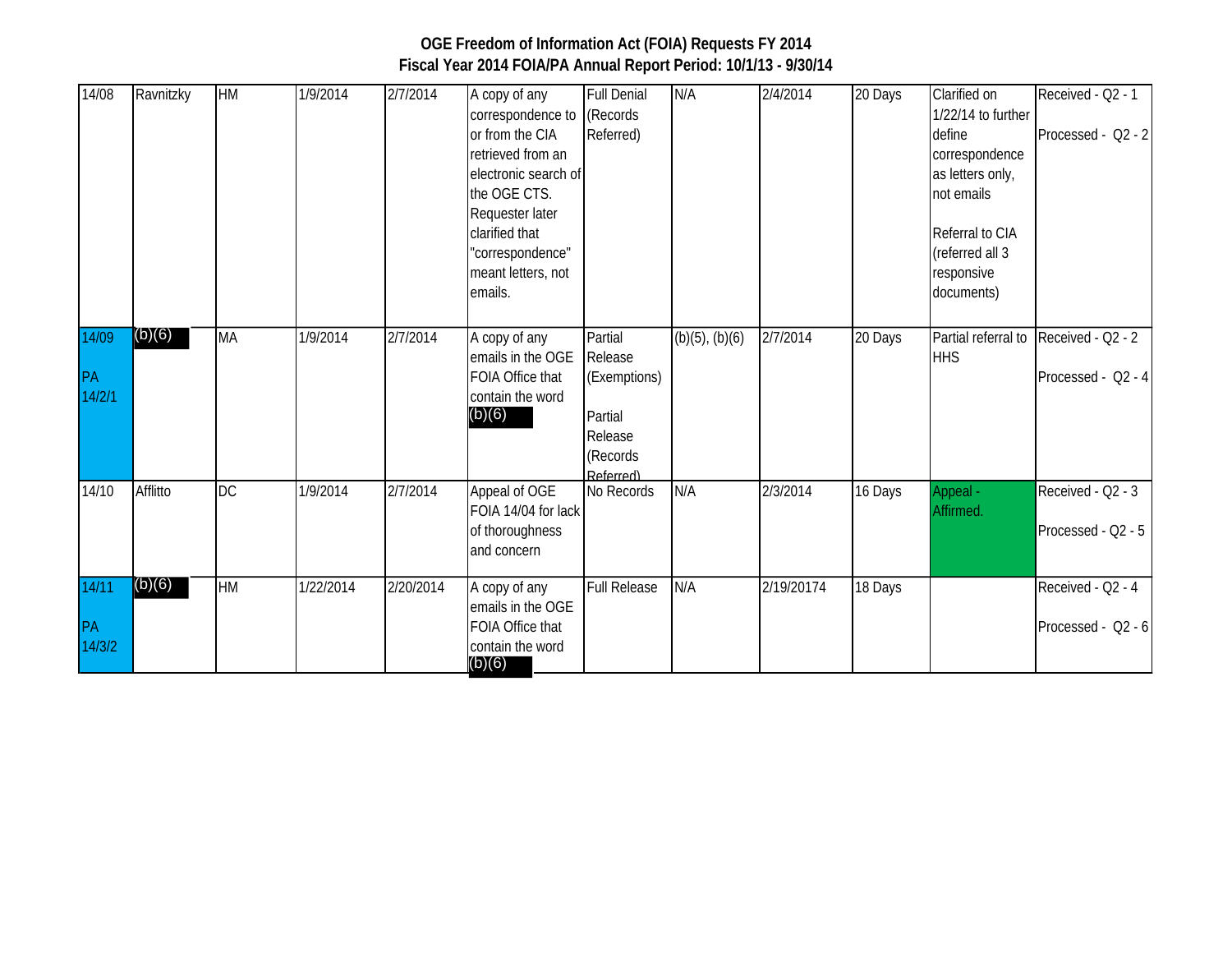**OGE Freedom of Information Act (FOIA) Requests FY 2014**
**Fiscal Year 2014 FOIA/PA Annual Report Period: 10/1/13 - 9/30/14**

| | | | | | | | | | | | |
|---|---|---|---|---|---|---|---|---|---|---|---|
| 14/08 | Ravnitzky | HM | 1/9/2014 | 2/7/2014 | A copy of any correspondence to or from the CIA retrieved from an electronic search of the OGE CTS. Requester later clarified that "correspondence" meant letters, not emails. | Full Denial (Records Referred) | N/A | 2/4/2014 | 20 Days | Clarified on 1/22/14 to further define correspondence as letters only, not emails<br><br>Referral to CIA (referred all 3 responsive documents) | Received - Q2 - 1<br><br>Processed - Q2 - 2 |
| 14/09<br><br>PA 14/2/1 | (b)(6) | MA | 1/9/2014 | 2/7/2014 | A copy of any emails in the OGE FOIA Office that contain the word (b)(6) | Partial Release (Exemptions)<br><br>Partial Release (Records Referred) | (b)(5), (b)(6) | 2/7/2014 | 20 Days | Partial referral to HHS | Received - Q2 - 2<br><br>Processed - Q2 - 4 |
| 14/10 | Afflitto | DC | 1/9/2014 | 2/7/2014 | Appeal of OGE FOIA 14/04 for lack of thoroughness and concern | No Records | N/A | 2/3/2014 | 16 Days | Appeal - Affirmed. | Received - Q2 - 3<br><br>Processed - Q2 - 5 |
| 14/11<br><br>PA 14/3/2 | (b)(6) | HM | 1/22/2014 | 2/20/2014 | A copy of any emails in the OGE FOIA Office that contain the word (b)(6) | Full Release | N/A | 2/19/20174 | 18 Days | | Received - Q2 - 4<br><br>Processed - Q2 - 6 |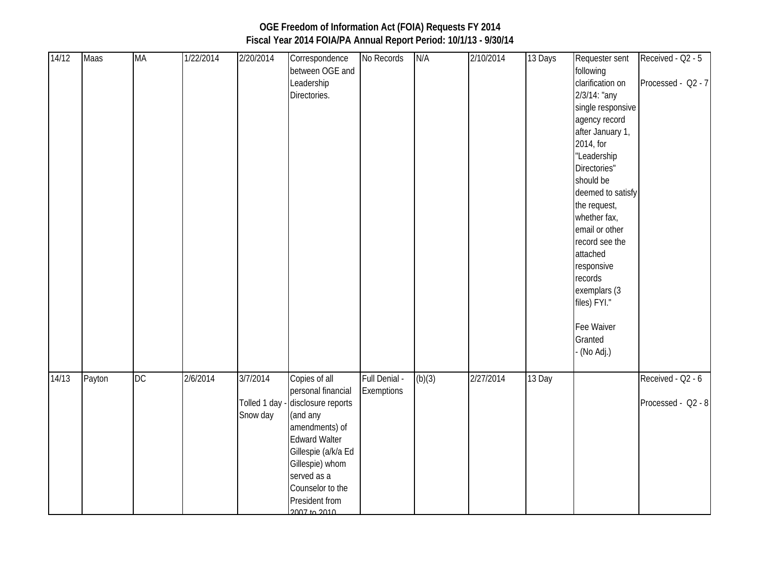**OGE Freedom of Information Act (FOIA) Requests FY 2014**
**Fiscal Year 2014 FOIA/PA Annual Report Period: 10/1/13 - 9/30/14**

| | | | | | | | | | | | |
|---|---|---|---|---|---|---|---|---|---|---|---|
| 14/12 | Maas | MA | 1/22/2014 | 2/20/2014 | Correspondence between OGE and Leadership Directories. | No Records | N/A | 2/10/2014 | 13 Days | Requester sent following clarification on 2/3/14: "any single responsive agency record after January 1, 2014, for "Leadership Directories" should be deemed to satisfy the request, whether fax, email or other record see the attached responsive records exemplars (3 files) FYI." Fee Waiver Granted - (No Adj.) | Received - Q2 - 5 Processed - Q2 - 7 |
| 14/13 | Payton | DC | 2/6/2014 | 3/7/2014 Tolled 1 day - Snow day | Copies of all personal financial disclosure reports (and any amendments) of Edward Walter Gillespie (a/k/a Ed Gillespie) whom served as a Counselor to the President from 2007 to 2010 | Full Denial - Exemptions | (b)(3) | 2/27/2014 | 13 Day | | Received - Q2 - 6 Processed - Q2 - 8 |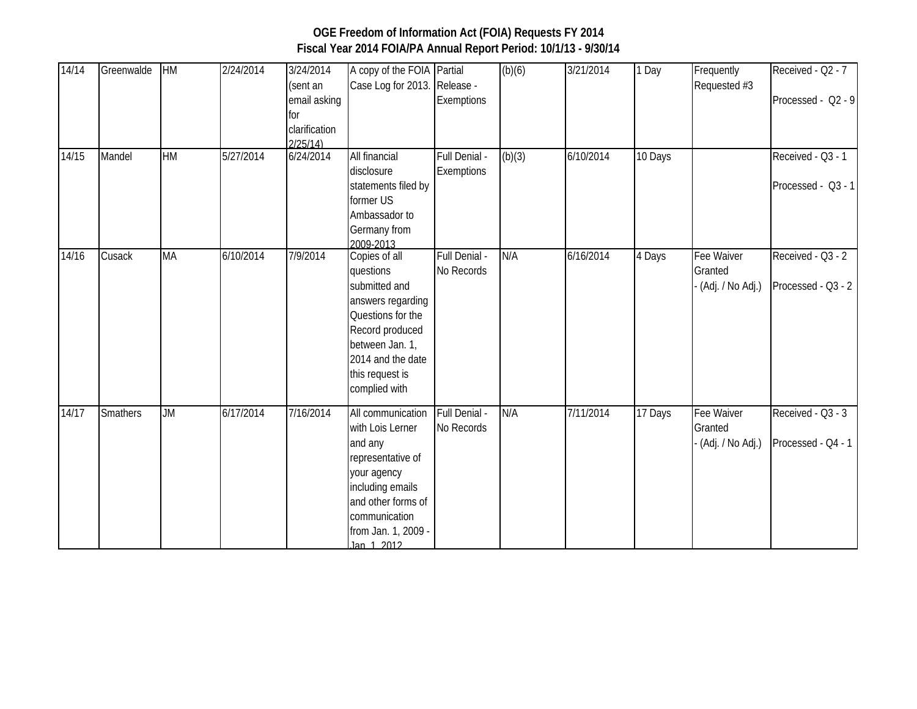# OGE Freedom of Information Act (FOIA) Requests FY 2014

## Fiscal Year 2014 FOIA/PA Annual Report Period: 10/1/13 - 9/30/14

| | | | | | | | | | | | |
|---|---|---|---|---|---|---|---|---|---|---|---|
| 14/14 | Greenwalde | HM | 2/24/2014 | 3/24/2014 (sent an email asking for clarification 2/25/14) | A copy of the FOIA Case Log for 2013. | Partial Release - Exemptions | (b)(6) | 3/21/2014 | 1 Day | Frequently Requested #3 | Received - Q2 - 7<br><br>Processed - Q2 - 9 |
| 14/15 | Mandel | HM | 5/27/2014 | 6/24/2014 | All financial disclosure statements filed by former US Ambassador to Germany from 2009-2013 | Full Denial - Exemptions | (b)(3) | 6/10/2014 | 10 Days | | Received - Q3 - 1<br><br>Processed - Q3 - 1 |
| 14/16 | Cusack | MA | 6/10/2014 | 7/9/2014 | Copies of all questions submitted and answers regarding Questions for the Record produced between Jan. 1, 2014 and the date this request is complied with | Full Denial - No Records | N/A | 6/16/2014 | 4 Days | Fee Waiver Granted - (Adj. / No Adj.) | Received - Q3 - 2<br><br>Processed - Q3 - 2 |
| 14/17 | Smathers | JM | 6/17/2014 | 7/16/2014 | All communication with Lois Lerner and any representative of your agency including emails and other forms of communication from Jan. 1, 2009 - Jan. 1, 2012 | Full Denial - No Records | N/A | 7/11/2014 | 17 Days | Fee Waiver Granted - (Adj. / No Adj.) | Received - Q3 - 3<br><br>Processed - Q4 - 1 |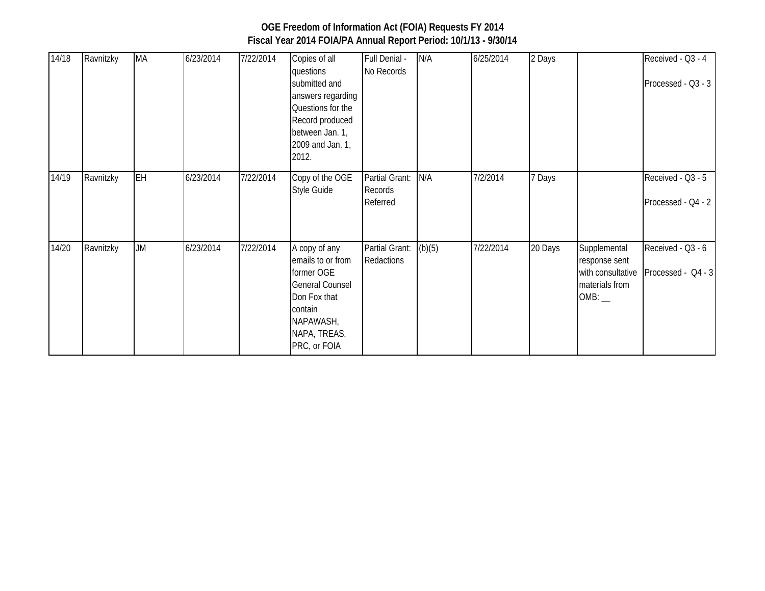# OGE Freedom of Information Act (FOIA) Requests FY 2014

## Fiscal Year 2014 FOIA/PA Annual Report Period: 10/1/13 - 9/30/14

| | | | | | | | | | | | |
|---|---|---|---|---|---|---|---|---|---|---|---|
| 14/18 | Ravnitzky | MA | 6/23/2014 | 7/22/2014 | Copies of all questions submitted and answers regarding Questions for the Record produced between Jan. 1, 2009 and Jan. 1, 2012. | Full Denial - No Records | N/A | 6/25/2014 | 2 Days | | Received - Q3 - 4<br><br>Processed - Q3 - 3 |
| 14/19 | Ravnitzky | EH | 6/23/2014 | 7/22/2014 | Copy of the OGE Style Guide | Partial Grant: Records Referred | N/A | 7/2/2014 | 7 Days | | Received - Q3 - 5<br><br>Processed - Q4 - 2 |
| 14/20 | Ravnitzky | JM | 6/23/2014 | 7/22/2014 | A copy of any emails to or from former OGE General Counsel Don Fox that contain NAPAWASH, NAPA, TREAS, PRC, or FOIA | Partial Grant: Redactions | (b)(5) | 7/22/2014 | 20 Days | Supplemental response sent with consultative materials from OMB: __ | Received - Q3 - 6<br><br>Processed - Q4 - 3 |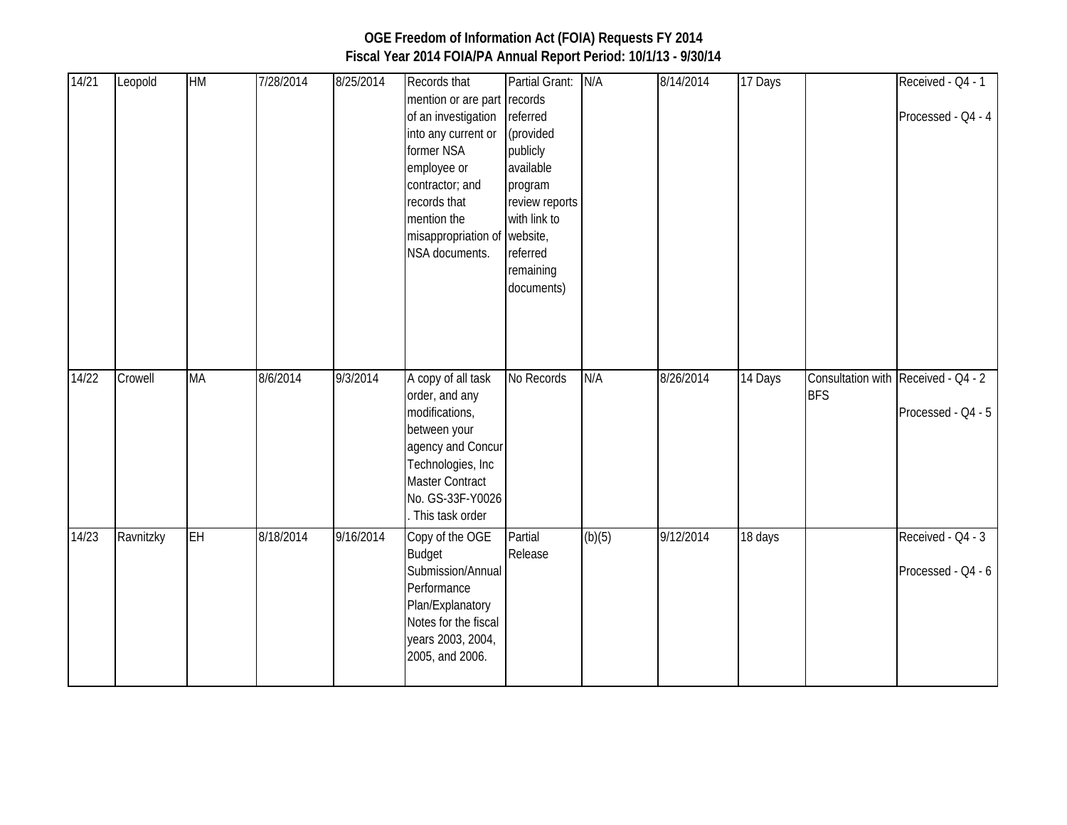**OGE Freedom of Information Act (FOIA) Requests FY 2014**
**Fiscal Year 2014 FOIA/PA Annual Report Period: 10/1/13 - 9/30/14**

| | | | | | | | | | | | |
|---|---|---|---|---|---|---|---|---|---|---|---|
| 14/21 | Leopold | HM | 7/28/2014 | 8/25/2014 | Records that mention or are part of an investigation into any current or former NSA employee or contractor; and records that mention the misappropriation of NSA documents. | Partial Grant: records referred (provided publicly available program review reports with link to website, referred remaining documents) | N/A | 8/14/2014 | 17 Days | | Received - Q4 - 1<br><br>Processed - Q4 - 4 |
| 14/22 | Crowell | MA | 8/6/2014 | 9/3/2014 | A copy of all task order, and any modifications, between your agency and Concur Technologies, Inc Master Contract No. GS-33F-Y0026 . This task order | No Records | N/A | 8/26/2014 | 14 Days | Consultation with BFS | Received - Q4 - 2<br><br>Processed - Q4 - 5 |
| 14/23 | Ravnitzky | EH | 8/18/2014 | 9/16/2014 | Copy of the OGE Budget Submission/Annual Performance Plan/Explanatory Notes for the fiscal years 2003, 2004, 2005, and 2006. | Partial Release | (b)(5) | 9/12/2014 | 18 days | | Received - Q4 - 3<br><br>Processed - Q4 - 6 |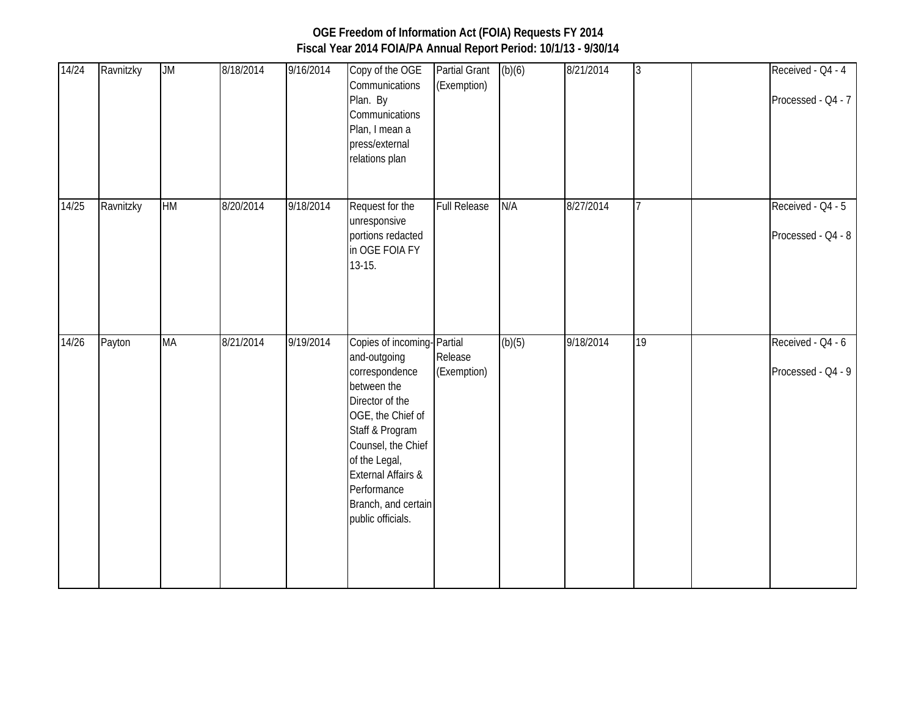**OGE Freedom of Information Act (FOIA) Requests FY 2014**
**Fiscal Year 2014 FOIA/PA Annual Report Period: 10/1/13 - 9/30/14**

| | | | | | | | | | | | |
|---|---|---|---|---|---|---|---|---|---|---|---|
| 14/24 | Ravnitzky | JM | 8/18/2014 | 9/16/2014 | Copy of the OGE Communications Plan. By Communications Plan, I mean a press/external relations plan | Partial Grant (Exemption) | (b)(6) | 8/21/2014 | 3 | | Received - Q4 - 4<br><br>Processed - Q4 - 7 |
| 14/25 | Ravnitzky | HM | 8/20/2014 | 9/18/2014 | Request for the unresponsive portions redacted in OGE FOIA FY 13-15. | Full Release | N/A | 8/27/2014 | 7 | | Received - Q4 - 5<br><br>Processed - Q4 - 8 |
| 14/26 | Payton | MA | 8/21/2014 | 9/19/2014 | Copies of incoming-and-outgoing correspondence between the Director of the OGE, the Chief of Staff & Program Counsel, the Chief of the Legal, External Affairs & Performance Branch, and certain public officials. | Partial Release (Exemption) | (b)(5) | 9/18/2014 | 19 | | Received - Q4 - 6<br><br>Processed - Q4 - 9 |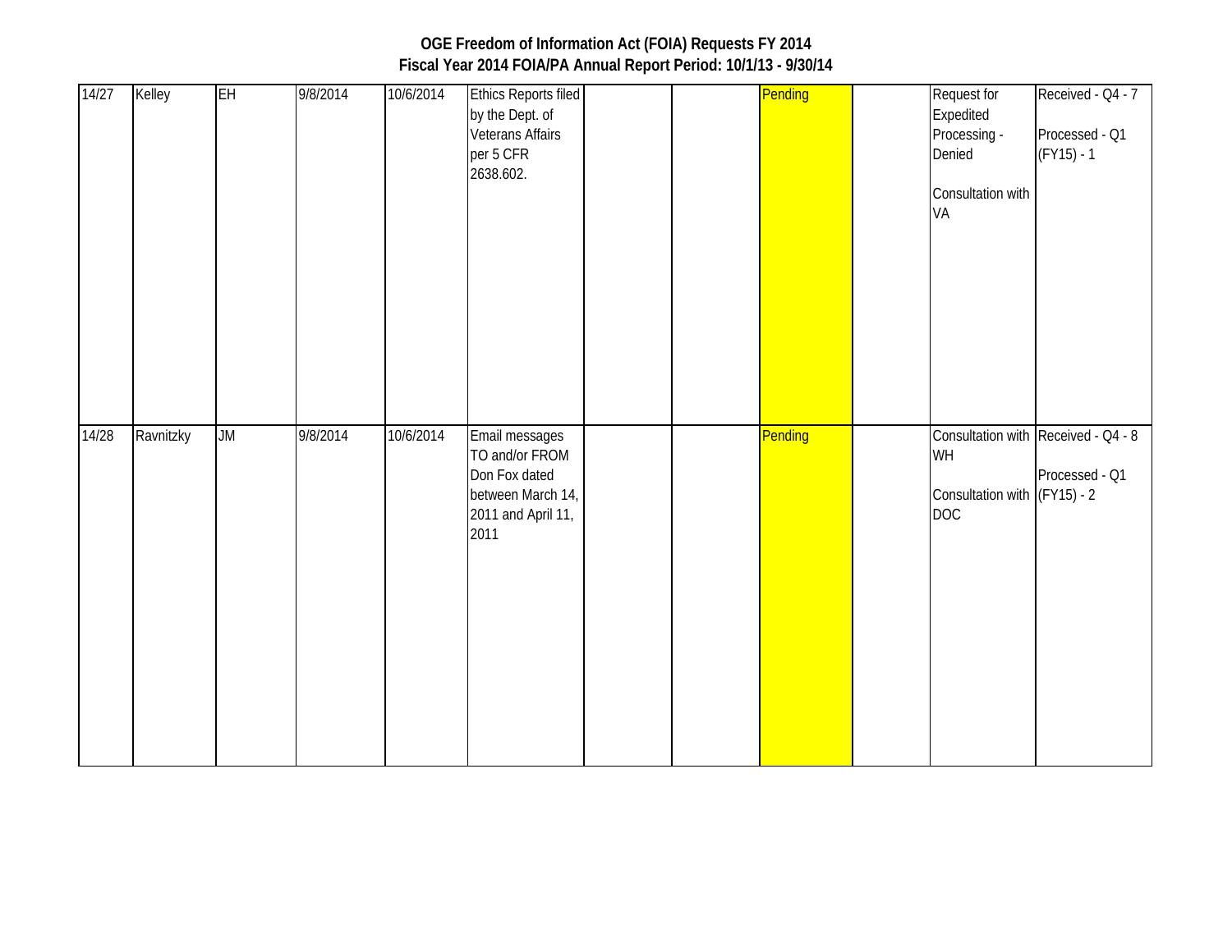**OGE Freedom of Information Act (FOIA) Requests FY 2014**
**Fiscal Year 2014 FOIA/PA Annual Report Period: 10/1/13 - 9/30/14**

| | | | | | | | | | | | |
|---|---|---|---|---|---|---|---|---|---|---|---|
| 14/27 | Kelley | EH | 9/8/2014 | 10/6/2014 | Ethics Reports filed by the Dept. of Veterans Affairs per 5 CFR 2638.602. | | | Pending | | Request for Expedited Processing - Denied<br><br>Consultation with VA | Received - Q4 - 7<br><br>Processed - Q1 (FY15) - 1 |
| 14/28 | Ravnitzky | JM | 9/8/2014 | 10/6/2014 | Email messages TO and/or FROM Don Fox dated between March 14, 2011 and April 11, 2011 | | | Pending | | Consultation with WH<br><br>Consultation with DOC | Received - Q4 - 8<br><br>Processed - Q1 (FY15) - 2 |